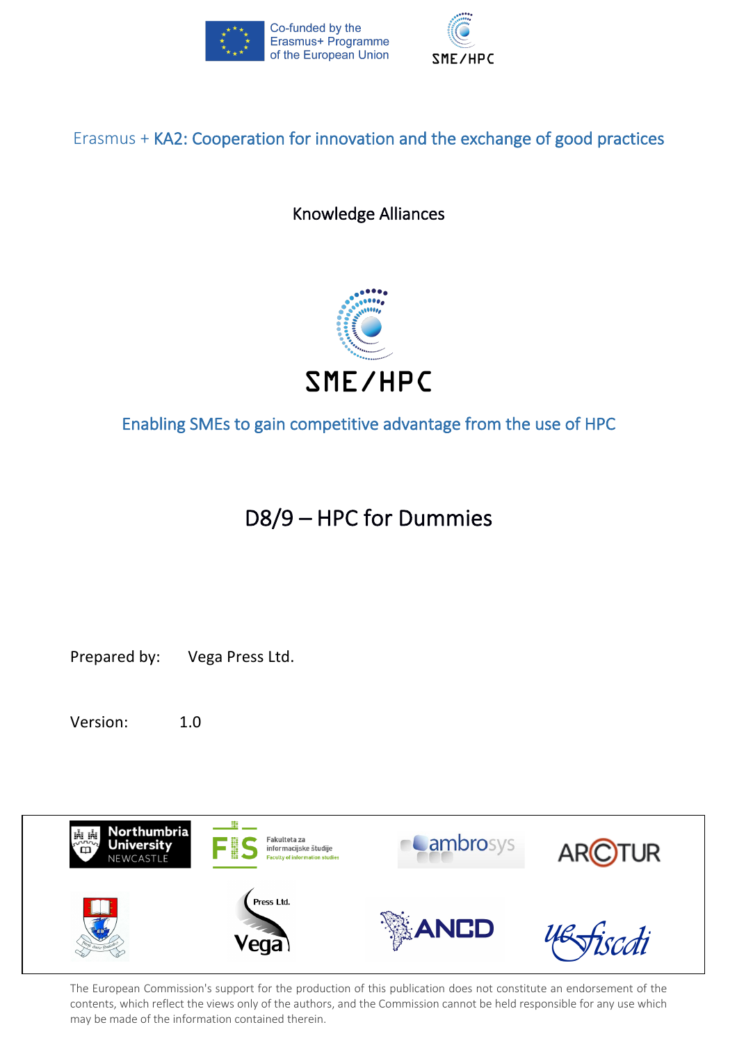Co-funded by the Erasmus+ Programme of the European Union

SME/HPC

Erasmus + KA2: Cooperation for innovation and the exchange of good practices

Knowledge Alliances

SME/HPC

Enabling SMEs to gain competitive advantage from the use of HPC

# D8/9 – HPC for Dummies

Prepared by: Vega Press Ltd.

Version: 1.0

The European Commission's support for the production of this publication does not constitute an endorsement of the contents, which reflect the views only of the authors, and the Commission cannot be held responsible for any use which may be made of the information contained therein.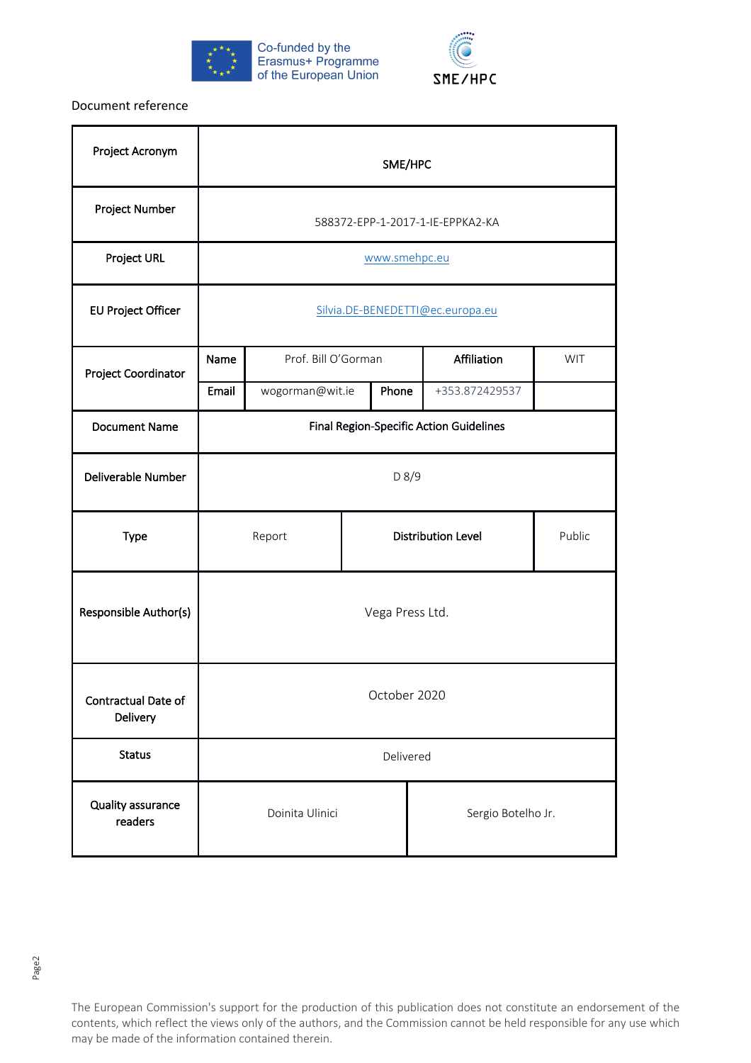Co-funded by the Erasmus+ Programme of the European Union

SME/HPC

Document reference

| Project Acronym | SME/HPC | | | |
|---|---|---|---|---|
| Project Number | 588372-EPP-1-2017-1-IE-EPPKA2-KA | | | |
| Project URL | www.smehpc.eu | | | |
| EU Project Officer | Silvia.DE-BENEDETTI@ec.europa.eu | | | |
| Project Coordinator | Name: Prof. Bill O'Gorman | | Affiliation | WIT |
| | Email: wogorman@wit.ie | Phone: +353.872429537 | | |
| Document Name | Final Region-Specific Action Guidelines | | | |
| Deliverable Number | D 8/9 | | | |
| Type | Report | Distribution Level | Public | |
| Responsible Author(s) | Vega Press Ltd. | | | |
| Contractual Date of Delivery | October 2020 | | | |
| Status | Delivered | | | |
| Quality assurance readers | Doinita Ulinici | Sergio Botelho Jr. | | |

The European Commission's support for the production of this publication does not constitute an endorsement of the contents, which reflect the views only of the authors, and the Commission cannot be held responsible for any use which may be made of the information contained therein.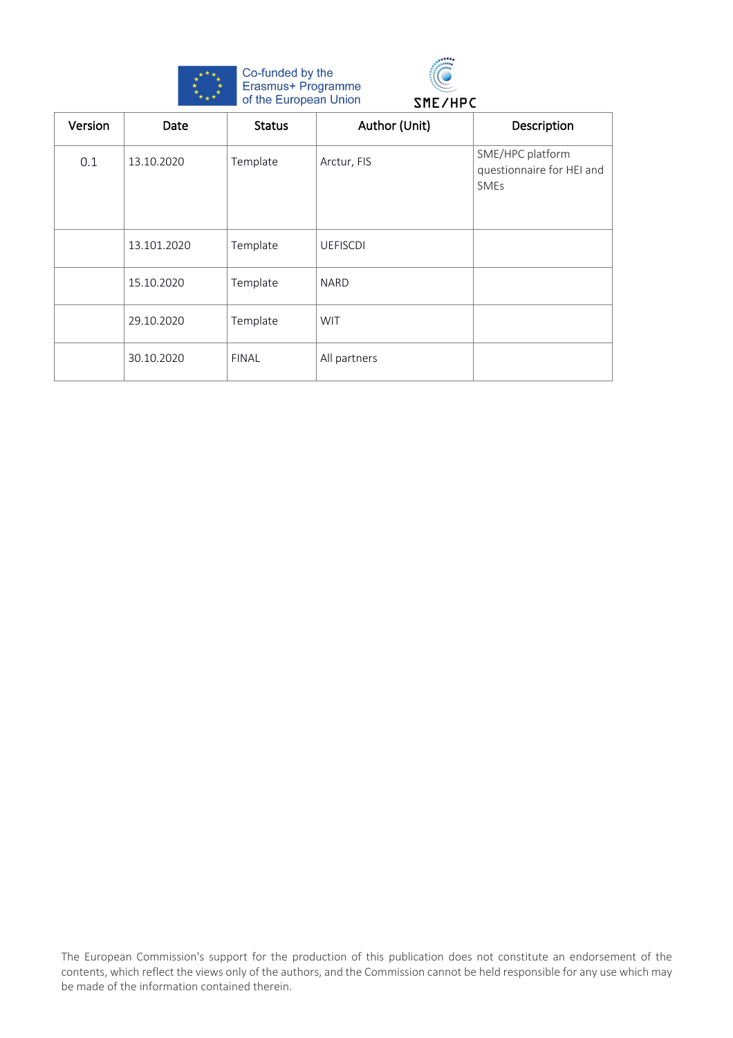Co-funded by the Erasmus+ Programme of the European Union

SME/HPC

| Version | Date | Status | Author (Unit) | Description |
| --- | --- | --- | --- | --- |
| 0.1 | 13.10.2020 | Template | Arctur, FIS | SME/HPC platform questionnaire for HEI and SMEs |
| | 13.101.2020 | Template | UEFISCDI | |
| | 15.10.2020 | Template | NARD | |
| | 29.10.2020 | Template | WIT | |
| | 30.10.2020 | FINAL | All partners | |

The European Commission's support for the production of this publication does not constitute an endorsement of the contents, which reflect the views only of the authors, and the Commission cannot be held responsible for any use which may be made of the information contained therein.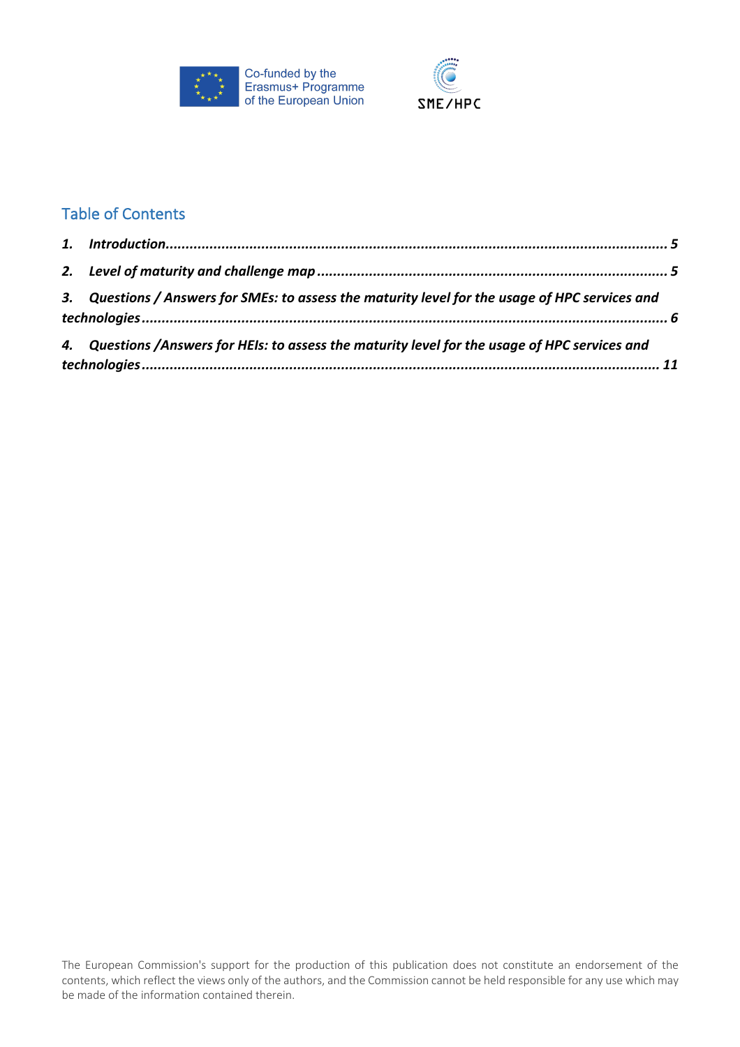## Table of Contents

***1. Introduction*** ........................................................................................................................ ***5***

***2. Level of maturity and challenge map*** ..................................................................................... ***5***

***3. Questions / Answers for SMEs: to assess the maturity level for the usage of HPC services and technologies*** ................................................................................................................................ ***6***

***4. Questions /Answers for HEIs: to assess the maturity level for the usage of HPC services and technologies*** ................................................................................................................................ ***11***

The European Commission's support for the production of this publication does not constitute an endorsement of the contents, which reflect the views only of the authors, and the Commission cannot be held responsible for any use which may be made of the information contained therein.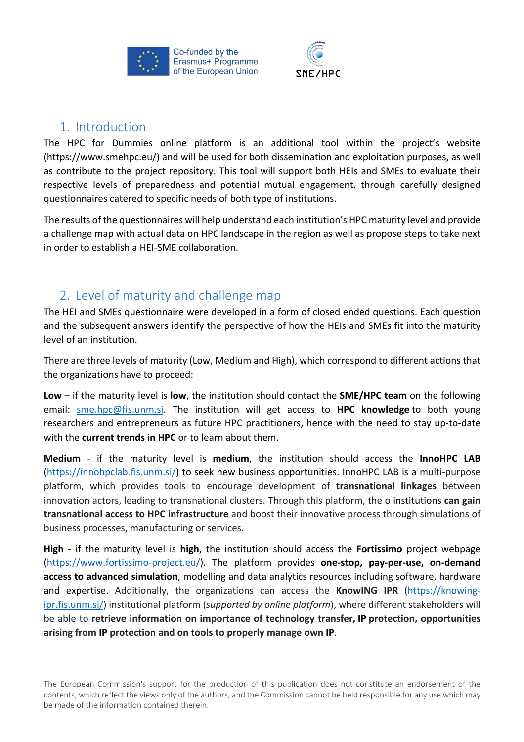## 1. Introduction

The HPC for Dummies online platform is an additional tool within the project's website (https://www.smehpc.eu/) and will be used for both dissemination and exploitation purposes, as well as contribute to the project repository. This tool will support both HEIs and SMEs to evaluate their respective levels of preparedness and potential mutual engagement, through carefully designed questionnaires catered to specific needs of both type of institutions.

The results of the questionnaires will help understand each institution's HPC maturity level and provide a challenge map with actual data on HPC landscape in the region as well as propose steps to take next in order to establish a HEI-SME collaboration.

## 2. Level of maturity and challenge map

The HEI and SMEs questionnaire were developed in a form of closed ended questions. Each question and the subsequent answers identify the perspective of how the HEIs and SMEs fit into the maturity level of an institution.

There are three levels of maturity (Low, Medium and High), which correspond to different actions that the organizations have to proceed:

**Low** – if the maturity level is **low**, the institution should contact the **SME/HPC team** on the following email: sme.hpc@fis.unm.si. The institution will get access to **HPC knowledge** to both young researchers and entrepreneurs as future HPC practitioners, hence with the need to stay up-to-date with the **current trends in HPC** or to learn about them.

**Medium** - if the maturity level is **medium**, the institution should access the **InnoHPC LAB** (https://innohpclab.fis.unm.si/) to seek new business opportunities. InnoHPC LAB is a multi-purpose platform, which provides tools to encourage development of **transnational linkages** between innovation actors, leading to transnational clusters. Through this platform, the o institutions **can gain transnational access to HPC infrastructure** and boost their innovative process through simulations of business processes, manufacturing or services.

**High** - if the maturity level is **high**, the institution should access the **Fortissimo** project webpage (https://www.fortissimo-project.eu/). The platform provides **one-stop, pay-per-use, on-demand access to advanced simulation**, modelling and data analytics resources including software, hardware and expertise. Additionally, the organizations can access the **KnowING IPR** (https://knowing-ipr.fis.unm.si/) institutional platform (*supported by online platform*), where different stakeholders will be able to **retrieve information on importance of technology transfer, IP protection, opportunities arising from IP protection and on tools to properly manage own IP**.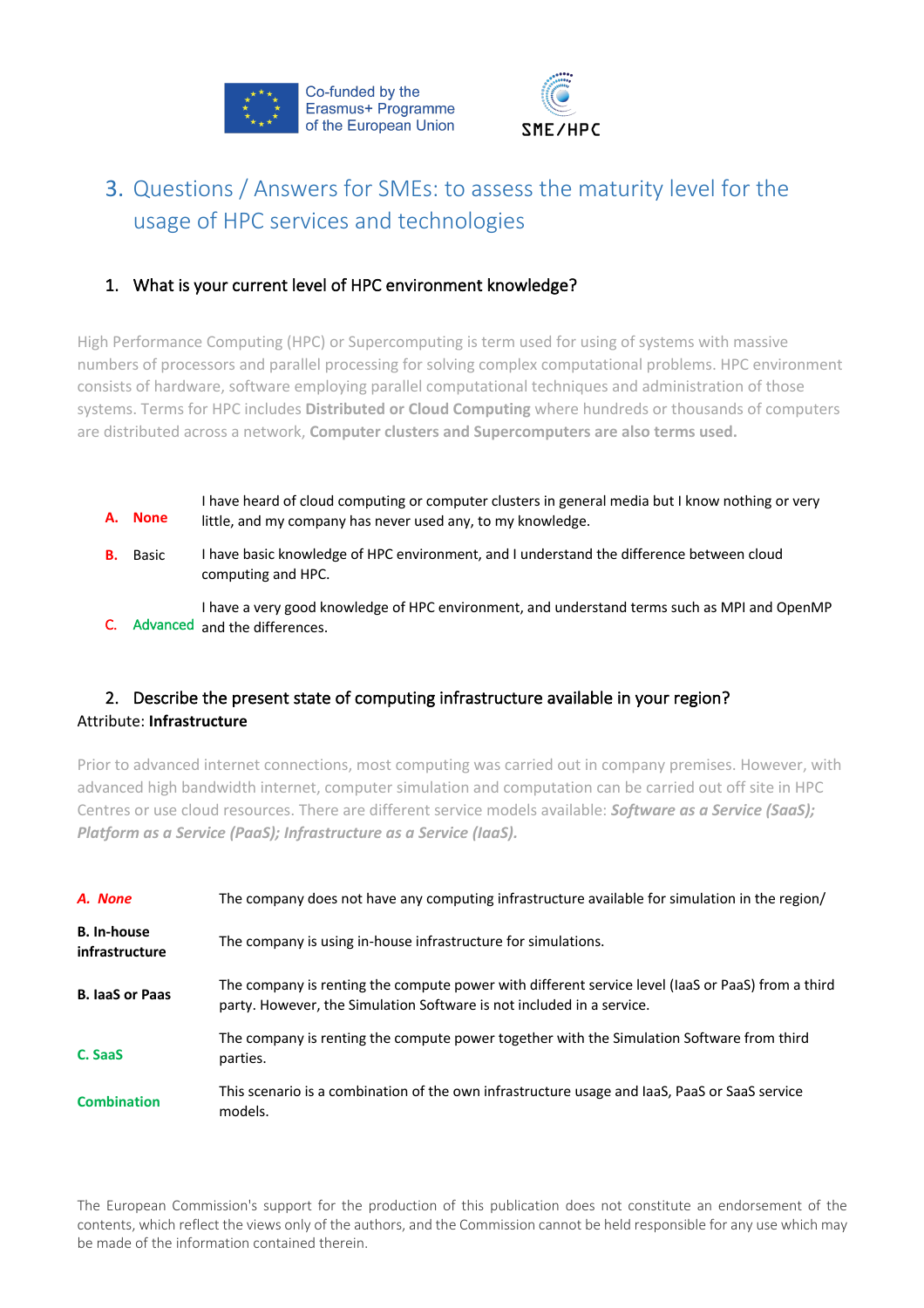## 3. Questions / Answers for SMEs: to assess the maturity level for the usage of HPC services and technologies

### 1. What is your current level of HPC environment knowledge?

High Performance Computing (HPC) or Supercomputing is term used for using of systems with massive numbers of processors and parallel processing for solving complex computational problems. HPC environment consists of hardware, software employing parallel computational techniques and administration of those systems. Terms for HPC includes **Distributed or Cloud Computing** where hundreds or thousands of computers are distributed across a network, **Computer clusters and Supercomputers are also terms used.**

| | |
|---|---|
| **A. None** | I have heard of cloud computing or computer clusters in general media but I know nothing or very little, and my company has never used any, to my knowledge. |
| **B.** Basic | I have basic knowledge of HPC environment, and I understand the difference between cloud computing and HPC. |
| C. Advanced | I have a very good knowledge of HPC environment, and understand terms such as MPI and OpenMP and the differences. |

### 2. Describe the present state of computing infrastructure available in your region?

Attribute: **Infrastructure**

Prior to advanced internet connections, most computing was carried out in company premises. However, with advanced high bandwidth internet, computer simulation and computation can be carried out off site in HPC Centres or use cloud resources. There are different service models available: ***Software as a Service (SaaS); Platform as a Service (PaaS); Infrastructure as a Service (IaaS).***

| | |
|---|---|
| ***A. None*** | The company does not have any computing infrastructure available for simulation in the region/ |
| **B. In-house infrastructure** | The company is using in-house infrastructure for simulations. |
| **B. IaaS or Paas** | The company is renting the compute power with different service level (IaaS or PaaS) from a third party. However, the Simulation Software is not included in a service. |
| **C. SaaS** | The company is renting the compute power together with the Simulation Software from third parties. |
| **Combination** | This scenario is a combination of the own infrastructure usage and IaaS, PaaS or SaaS service models. |

The European Commission's support for the production of this publication does not constitute an endorsement of the contents, which reflect the views only of the authors, and the Commission cannot be held responsible for any use which may be made of the information contained therein.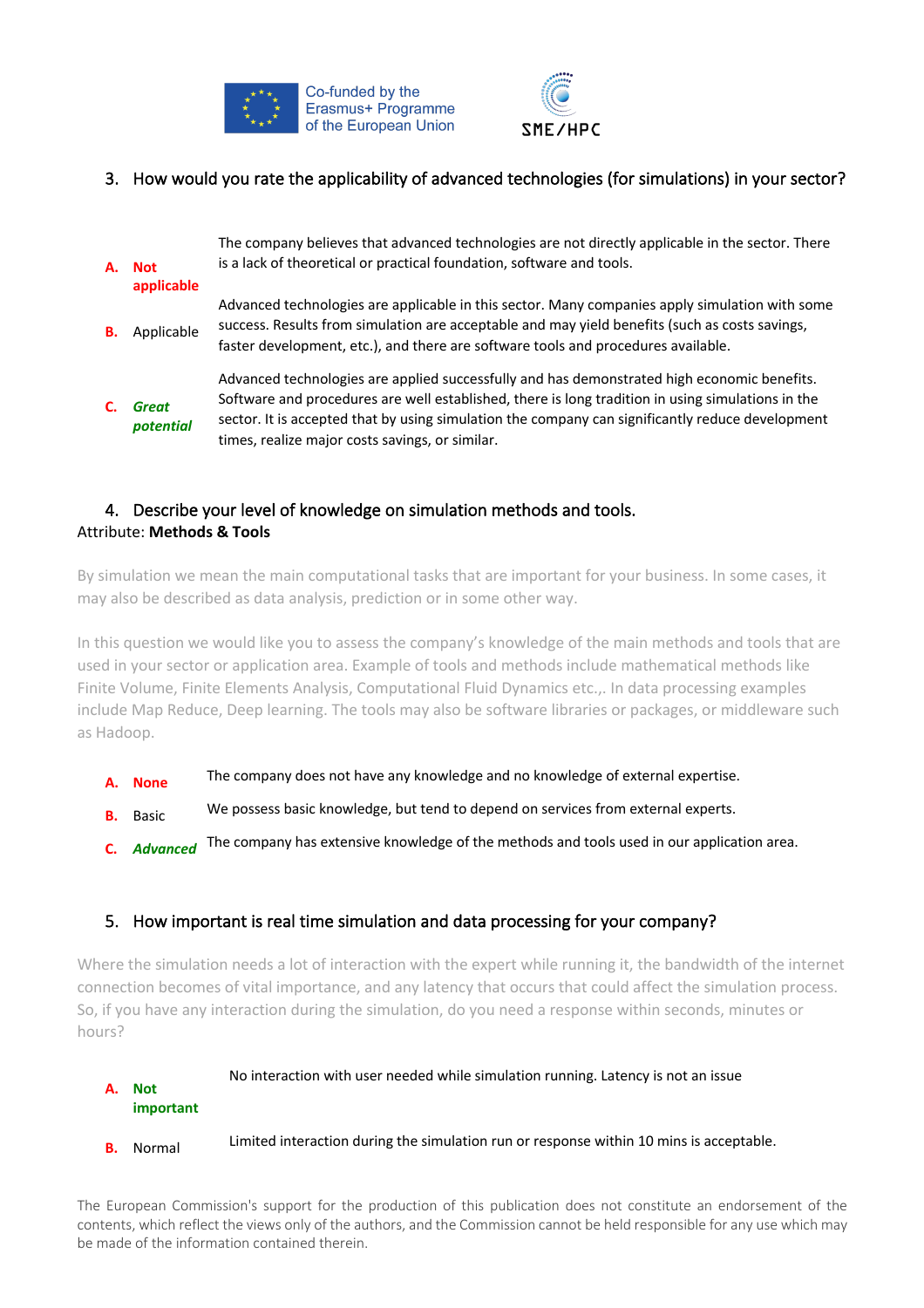3. How would you rate the applicability of advanced technologies (for simulations) in your sector?

| | |
|---|---|
| **A. Not applicable** | The company believes that advanced technologies are not directly applicable in the sector. There is a lack of theoretical or practical foundation, software and tools. |
| **B.** Applicable | Advanced technologies are applicable in this sector. Many companies apply simulation with some success. Results from simulation are acceptable and may yield benefits (such as costs savings, faster development, etc.), and there are software tools and procedures available. |
| **C.** ***Great potential*** | Advanced technologies are applied successfully and has demonstrated high economic benefits. Software and procedures are well established, there is long tradition in using simulations in the sector. It is accepted that by using simulation the company can significantly reduce development times, realize major costs savings, or similar. |

4. Describe your level of knowledge on simulation methods and tools.

Attribute: **Methods & Tools**

By simulation we mean the main computational tasks that are important for your business. In some cases, it may also be described as data analysis, prediction or in some other way.

In this question we would like you to assess the company's knowledge of the main methods and tools that are used in your sector or application area. Example of tools and methods include mathematical methods like Finite Volume, Finite Elements Analysis, Computational Fluid Dynamics etc.,. In data processing examples include Map Reduce, Deep learning. The tools may also be software libraries or packages, or middleware such as Hadoop.

| | |
|---|---|
| **A. None** | The company does not have any knowledge and no knowledge of external expertise. |
| **B.** Basic | We possess basic knowledge, but tend to depend on services from external experts. |
| **C.** ***Advanced*** | The company has extensive knowledge of the methods and tools used in our application area. |

5. How important is real time simulation and data processing for your company?

Where the simulation needs a lot of interaction with the expert while running it, the bandwidth of the internet connection becomes of vital importance, and any latency that occurs that could affect the simulation process. So, if you have any interaction during the simulation, do you need a response within seconds, minutes or hours?

| | |
|---|---|
| **A. Not important** | No interaction with user needed while simulation running. Latency is not an issue |
| **B.** Normal | Limited interaction during the simulation run or response within 10 mins is acceptable. |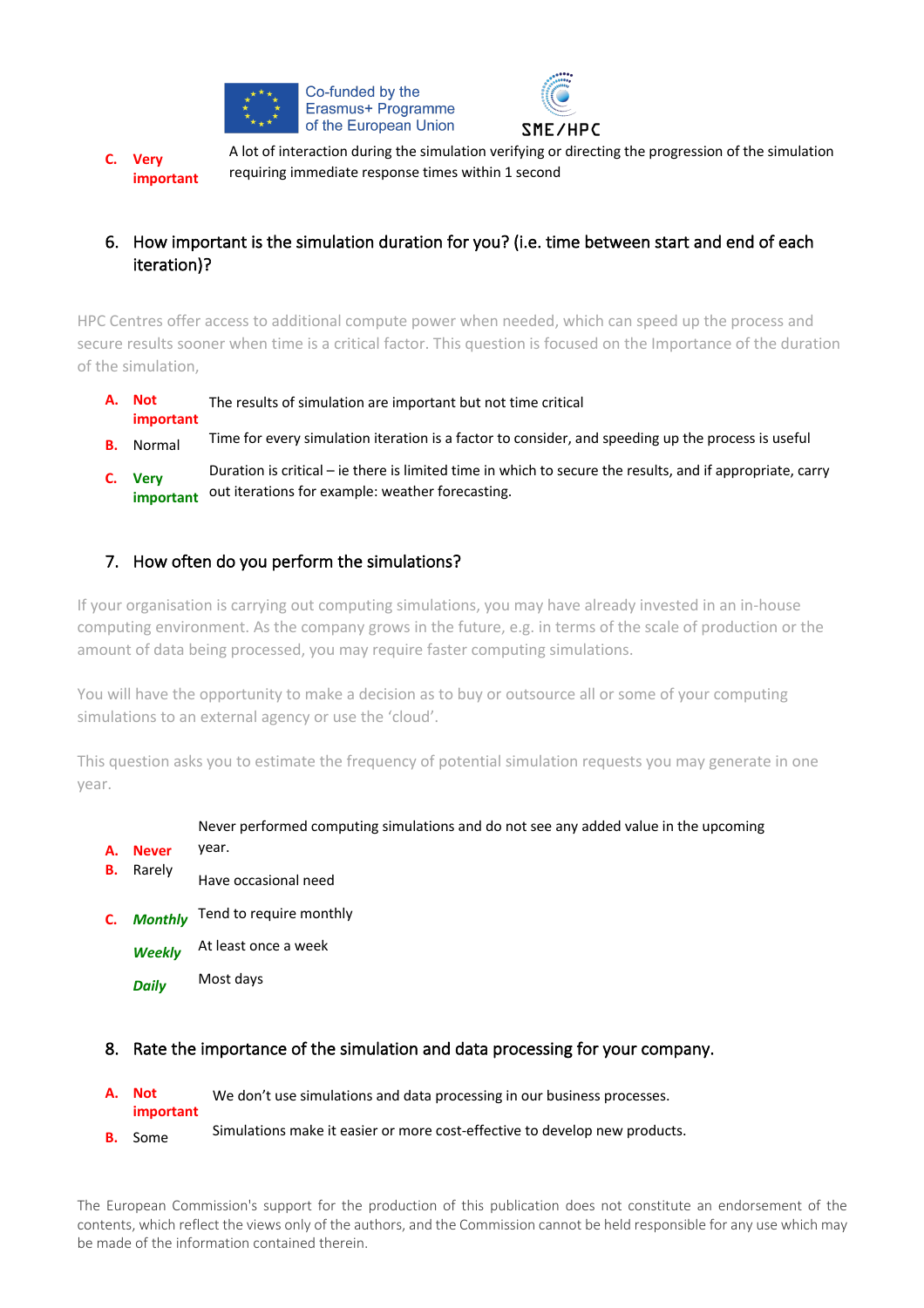**C. Very important** — A lot of interaction during the simulation verifying or directing the progression of the simulation requiring immediate response times within 1 second

## 6. How important is the simulation duration for you? (i.e. time between start and end of each iteration)?

HPC Centres offer access to additional compute power when needed, which can speed up the process and secure results sooner when time is a critical factor. This question is focused on the Importance of the duration of the simulation,

- **A. Not important** — The results of simulation are important but not time critical
- **B.** Normal — Time for every simulation iteration is a factor to consider, and speeding up the process is useful
- **C. Very important** — Duration is critical – ie there is limited time in which to secure the results, and if appropriate, carry out iterations for example: weather forecasting.

## 7. How often do you perform the simulations?

If your organisation is carrying out computing simulations, you may have already invested in an in-house computing environment. As the company grows in the future, e.g. in terms of the scale of production or the amount of data being processed, you may require faster computing simulations.

You will have the opportunity to make a decision as to buy or outsource all or some of your computing simulations to an external agency or use the 'cloud'.

This question asks you to estimate the frequency of potential simulation requests you may generate in one year.

- **A. Never** — Never performed computing simulations and do not see any added value in the upcoming year.
- **B.** Rarely — Have occasional need
- **C. *Monthly*** — Tend to require monthly
  - ***Weekly*** — At least once a week
  - ***Daily*** — Most days

## 8. Rate the importance of the simulation and data processing for your company.

- **A. Not important** — We don't use simulations and data processing in our business processes.
- **B.** Some — Simulations make it easier or more cost-effective to develop new products.

The European Commission's support for the production of this publication does not constitute an endorsement of the contents, which reflect the views only of the authors, and the Commission cannot be held responsible for any use which may be made of the information contained therein.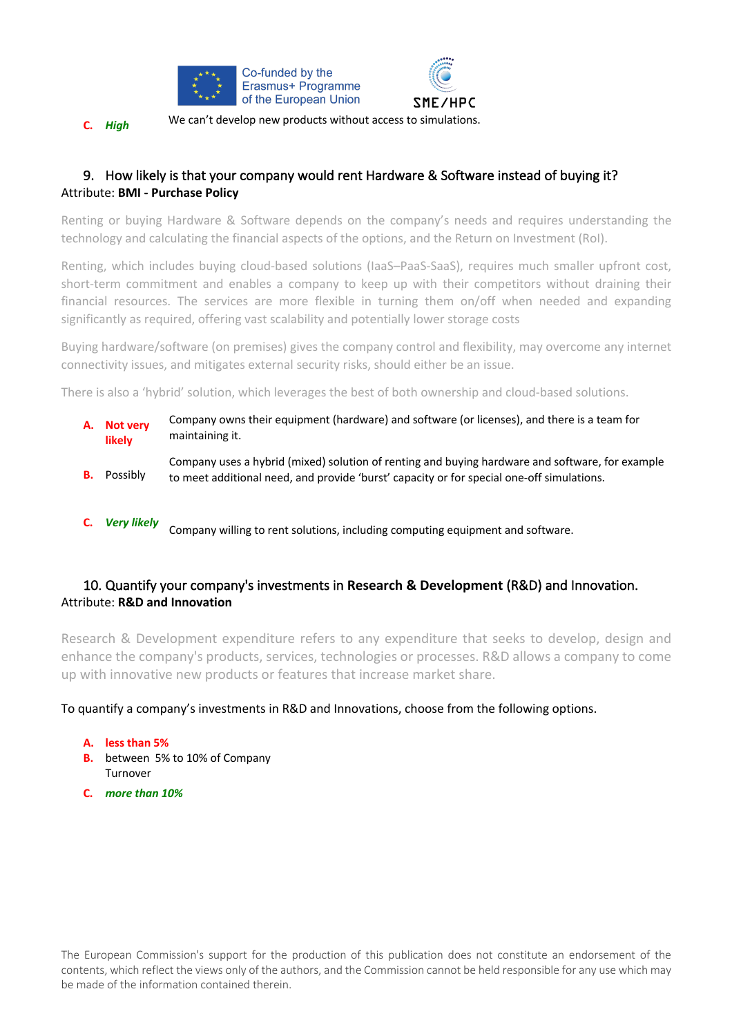**C.** ***High*** We can't develop new products without access to simulations.

## 9. How likely is that your company would rent Hardware & Software instead of buying it?

Attribute: **BMI - Purchase Policy**

Renting or buying Hardware & Software depends on the company's needs and requires understanding the technology and calculating the financial aspects of the options, and the Return on Investment (RoI).

Renting, which includes buying cloud-based solutions (IaaS–PaaS-SaaS), requires much smaller upfront cost, short-term commitment and enables a company to keep up with their competitors without draining their financial resources. The services are more flexible in turning them on/off when needed and expanding significantly as required, offering vast scalability and potentially lower storage costs

Buying hardware/software (on premises) gives the company control and flexibility, may overcome any internet connectivity issues, and mitigates external security risks, should either be an issue.

There is also a 'hybrid' solution, which leverages the best of both ownership and cloud-based solutions.

- **A.** **Not very likely** — Company owns their equipment (hardware) and software (or licenses), and there is a team for maintaining it.
- **B.** Possibly — Company uses a hybrid (mixed) solution of renting and buying hardware and software, for example to meet additional need, and provide 'burst' capacity or for special one-off simulations.
- **C.** ***Very likely*** — Company willing to rent solutions, including computing equipment and software.

## 10. Quantify your company's investments in **Research & Development** (R&D) and Innovation.

Attribute: **R&D and Innovation**

Research & Development expenditure refers to any expenditure that seeks to develop, design and enhance the company's products, services, technologies or processes. R&D allows a company to come up with innovative new products or features that increase market share.

To quantify a company's investments in R&D and Innovations, choose from the following options.

- **A.** **less than 5%**
- **B.** between 5% to 10% of Company Turnover
- **C.** ***more than 10%***

The European Commission's support for the production of this publication does not constitute an endorsement of the contents, which reflect the views only of the authors, and the Commission cannot be held responsible for any use which may be made of the information contained therein.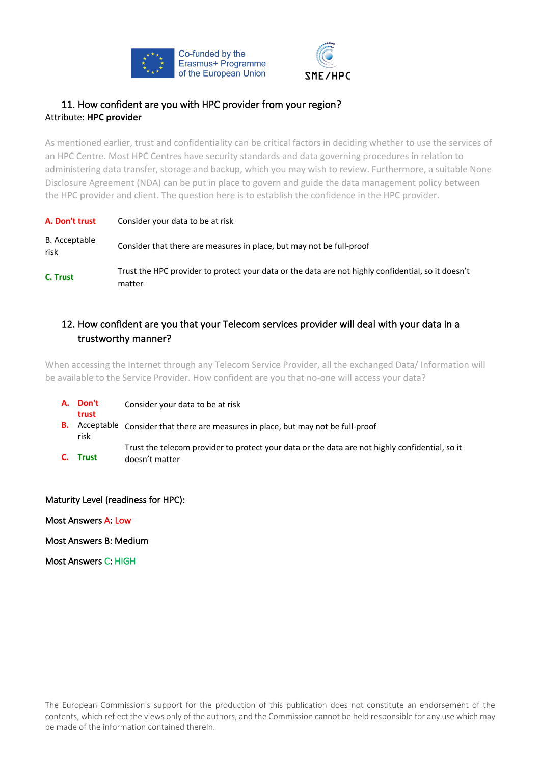### 11. How confident are you with HPC provider from your region?

Attribute: **HPC provider**

As mentioned earlier, trust and confidentiality can be critical factors in deciding whether to use the services of an HPC Centre. Most HPC Centres have security standards and data governing procedures in relation to administering data transfer, storage and backup, which you may wish to review. Furthermore, a suitable None Disclosure Agreement (NDA) can be put in place to govern and guide the data management policy between the HPC provider and client. The question here is to establish the confidence in the HPC provider.

| | |
|---|---|
| **A. Don't trust** | Consider your data to be at risk |
| B. Acceptable risk | Consider that there are measures in place, but may not be full-proof |
| **C. Trust** | Trust the HPC provider to protect your data or the data are not highly confidential, so it doesn't matter |

### 12. How confident are you that your Telecom services provider will deal with your data in a trustworthy manner?

When accessing the Internet through any Telecom Service Provider, all the exchanged Data/ Information will be available to the Service Provider. How confident are you that no-one will access your data?

| | |
|---|---|
| **A. Don't trust** | Consider your data to be at risk |
| **B.** Acceptable risk | Consider that there are measures in place, but may not be full-proof |
| **C. Trust** | Trust the telecom provider to protect your data or the data are not highly confidential, so it doesn't matter |

Maturity Level (readiness for HPC):

Most Answers A: Low

Most Answers B: Medium

Most Answers C: HIGH

The European Commission's support for the production of this publication does not constitute an endorsement of the contents, which reflect the views only of the authors, and the Commission cannot be held responsible for any use which may be made of the information contained therein.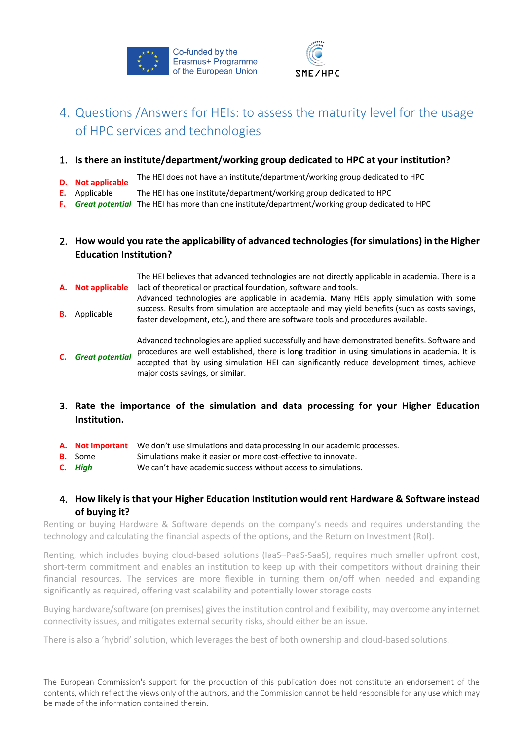## 4. Questions /Answers for HEIs: to assess the maturity level for the usage of HPC services and technologies

### 1. Is there an institute/department/working group dedicated to HPC at your institution?

| | |
|---|---|
| **D. Not applicable** | The HEI does not have an institute/department/working group dedicated to HPC |
| **E.** Applicable | The HEI has one institute/department/working group dedicated to HPC |
| **F. *Great potential*** | The HEI has more than one institute/department/working group dedicated to HPC |

### 2. How would you rate the applicability of advanced technologies (for simulations) in the Higher Education Institution?

| | |
|---|---|
| **A. Not applicable** | The HEI believes that advanced technologies are not directly applicable in academia. There is a lack of theoretical or practical foundation, software and tools. |
| **B.** Applicable | Advanced technologies are applicable in academia. Many HEIs apply simulation with some success. Results from simulation are acceptable and may yield benefits (such as costs savings, faster development, etc.), and there are software tools and procedures available. |
| **C. *Great potential*** | Advanced technologies are applied successfully and have demonstrated benefits. Software and procedures are well established, there is long tradition in using simulations in academia. It is accepted that by using simulation HEI can significantly reduce development times, achieve major costs savings, or similar. |

### 3. Rate the importance of the simulation and data processing for your Higher Education Institution.

| | |
|---|---|
| **A. Not important** | We don't use simulations and data processing in our academic processes. |
| **B.** Some | Simulations make it easier or more cost-effective to innovate. |
| **C. *High*** | We can't have academic success without access to simulations. |

### 4. How likely is that your Higher Education Institution would rent Hardware & Software instead of buying it?

Renting or buying Hardware & Software depends on the company's needs and requires understanding the technology and calculating the financial aspects of the options, and the Return on Investment (RoI).

Renting, which includes buying cloud-based solutions (IaaS–PaaS-SaaS), requires much smaller upfront cost, short-term commitment and enables an institution to keep up with their competitors without draining their financial resources. The services are more flexible in turning them on/off when needed and expanding significantly as required, offering vast scalability and potentially lower storage costs

Buying hardware/software (on premises) gives the institution control and flexibility, may overcome any internet connectivity issues, and mitigates external security risks, should either be an issue.

There is also a 'hybrid' solution, which leverages the best of both ownership and cloud-based solutions.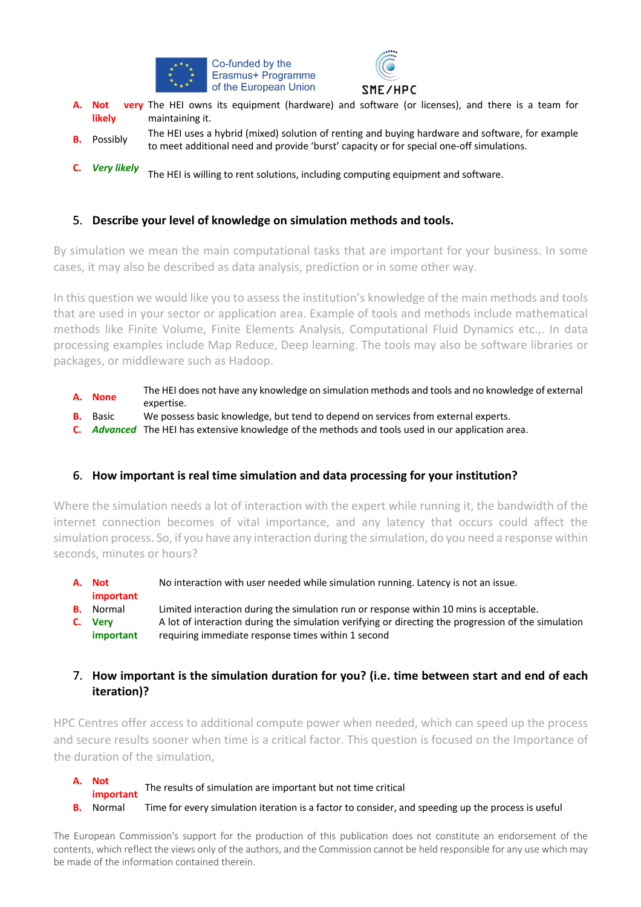| | | |
|---|---|---|
| **A.** | **Not very likely** | The HEI owns its equipment (hardware) and software (or licenses), and there is a team for maintaining it. |
| **B.** | Possibly | The HEI uses a hybrid (mixed) solution of renting and buying hardware and software, for example to meet additional need and provide 'burst' capacity or for special one-off simulations. |
| **C.** | ***Very likely*** | The HEI is willing to rent solutions, including computing equipment and software. |

## 5. Describe your level of knowledge on simulation methods and tools.

By simulation we mean the main computational tasks that are important for your business. In some cases, it may also be described as data analysis, prediction or in some other way.

In this question we would like you to assess the institution's knowledge of the main methods and tools that are used in your sector or application area. Example of tools and methods include mathematical methods like Finite Volume, Finite Elements Analysis, Computational Fluid Dynamics etc.,. In data processing examples include Map Reduce, Deep learning. The tools may also be software libraries or packages, or middleware such as Hadoop.

| | | |
|---|---|---|
| **A.** | **None** | The HEI does not have any knowledge on simulation methods and tools and no knowledge of external expertise. |
| **B.** | Basic | We possess basic knowledge, but tend to depend on services from external experts. |
| **C.** | ***Advanced*** | The HEI has extensive knowledge of the methods and tools used in our application area. |

## 6. How important is real time simulation and data processing for your institution?

Where the simulation needs a lot of interaction with the expert while running it, the bandwidth of the internet connection becomes of vital importance, and any latency that occurs could affect the simulation process. So, if you have any interaction during the simulation, do you need a response within seconds, minutes or hours?

| | | |
|---|---|---|
| **A.** | **Not important** | No interaction with user needed while simulation running. Latency is not an issue. |
| **B.** | Normal | Limited interaction during the simulation run or response within 10 mins is acceptable. |
| **C.** | **Very important** | A lot of interaction during the simulation verifying or directing the progression of the simulation requiring immediate response times within 1 second |

## 7. How important is the simulation duration for you? (i.e. time between start and end of each iteration)?

HPC Centres offer access to additional compute power when needed, which can speed up the process and secure results sooner when time is a critical factor. This question is focused on the Importance of the duration of the simulation,

| | | |
|---|---|---|
| **A.** | **Not important** | The results of simulation are important but not time critical |
| **B.** | Normal | Time for every simulation iteration is a factor to consider, and speeding up the process is useful |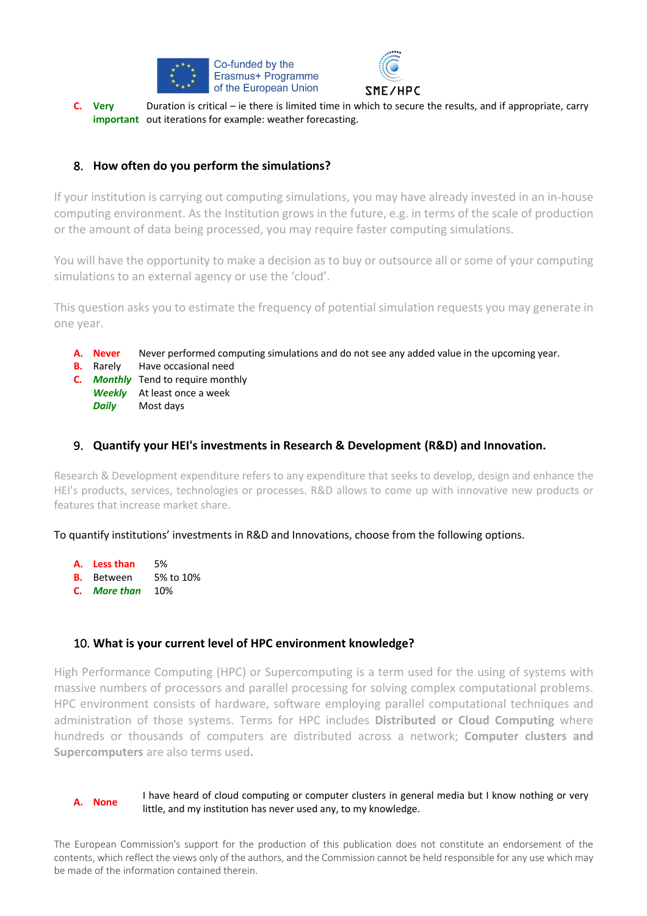C. **Very important** Duration is critical – ie there is limited time in which to secure the results, and if appropriate, carry out iterations for example: weather forecasting.

## 8. How often do you perform the simulations?

If your institution is carrying out computing simulations, you may have already invested in an in-house computing environment. As the Institution grows in the future, e.g. in terms of the scale of production or the amount of data being processed, you may require faster computing simulations.

You will have the opportunity to make a decision as to buy or outsource all or some of your computing simulations to an external agency or use the 'cloud'.

This question asks you to estimate the frequency of potential simulation requests you may generate in one year.

A. **Never** Never performed computing simulations and do not see any added value in the upcoming year.
B. Rarely Have occasional need
C. ***Monthly*** Tend to require monthly
***Weekly*** At least once a week
***Daily*** Most days

## 9. Quantify your HEI's investments in Research & Development (R&D) and Innovation.

Research & Development expenditure refers to any expenditure that seeks to develop, design and enhance the HEI's products, services, technologies or processes. R&D allows to come up with innovative new products or features that increase market share.

To quantify institutions' investments in R&D and Innovations, choose from the following options.

A. **Less than** 5%
B. Between 5% to 10%
C. ***More than*** 10%

## 10. What is your current level of HPC environment knowledge?

High Performance Computing (HPC) or Supercomputing is a term used for the using of systems with massive numbers of processors and parallel processing for solving complex computational problems. HPC environment consists of hardware, software employing parallel computational techniques and administration of those systems. Terms for HPC includes **Distributed or Cloud Computing** where hundreds or thousands of computers are distributed across a network; **Computer clusters and Supercomputers** are also terms used**.**

A. **None** I have heard of cloud computing or computer clusters in general media but I know nothing or very little, and my institution has never used any, to my knowledge.

The European Commission's support for the production of this publication does not constitute an endorsement of the contents, which reflect the views only of the authors, and the Commission cannot be held responsible for any use which may be made of the information contained therein.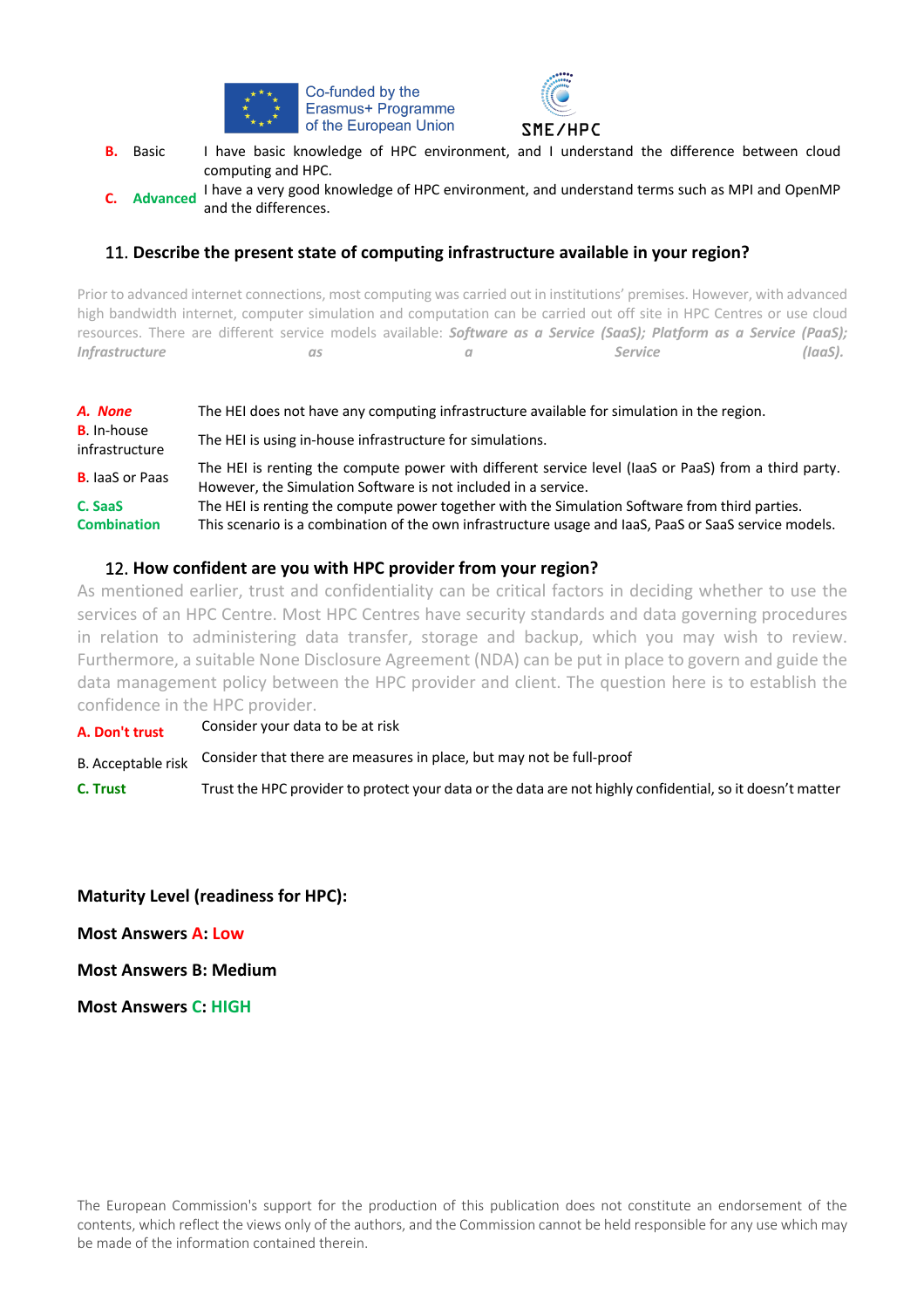| | |
|---|---|
| **B.** Basic | I have basic knowledge of HPC environment, and I understand the difference between cloud computing and HPC. |
| **C. Advanced** | I have a very good knowledge of HPC environment, and understand terms such as MPI and OpenMP and the differences. |

### 11. Describe the present state of computing infrastructure available in your region?

Prior to advanced internet connections, most computing was carried out in institutions' premises. However, with advanced high bandwidth internet, computer simulation and computation can be carried out off site in HPC Centres or use cloud resources. There are different service models available: ***Software as a Service (SaaS); Platform as a Service (PaaS); Infrastructure as a Service (IaaS).***

| | |
|---|---|
| ***A. None*** | The HEI does not have any computing infrastructure available for simulation in the region. |
| **B.** In-house infrastructure | The HEI is using in-house infrastructure for simulations. |
| **B.** IaaS or Paas | The HEI is renting the compute power with different service level (IaaS or PaaS) from a third party. However, the Simulation Software is not included in a service. |
| **C. SaaS** | The HEI is renting the compute power together with the Simulation Software from third parties. |
| **Combination** | This scenario is a combination of the own infrastructure usage and IaaS, PaaS or SaaS service models. |

### 12. How confident are you with HPC provider from your region?

As mentioned earlier, trust and confidentiality can be critical factors in deciding whether to use the services of an HPC Centre. Most HPC Centres have security standards and data governing procedures in relation to administering data transfer, storage and backup, which you may wish to review. Furthermore, a suitable None Disclosure Agreement (NDA) can be put in place to govern and guide the data management policy between the HPC provider and client. The question here is to establish the confidence in the HPC provider.

| | |
|---|---|
| **A. Don't trust** | Consider your data to be at risk |
| B. Acceptable risk | Consider that there are measures in place, but may not be full-proof |
| **C. Trust** | Trust the HPC provider to protect your data or the data are not highly confidential, so it doesn't matter |

**Maturity Level (readiness for HPC):**

**Most Answers A: Low**

**Most Answers B: Medium**

**Most Answers C: HIGH**

The European Commission's support for the production of this publication does not constitute an endorsement of the contents, which reflect the views only of the authors, and the Commission cannot be held responsible for any use which may be made of the information contained therein.